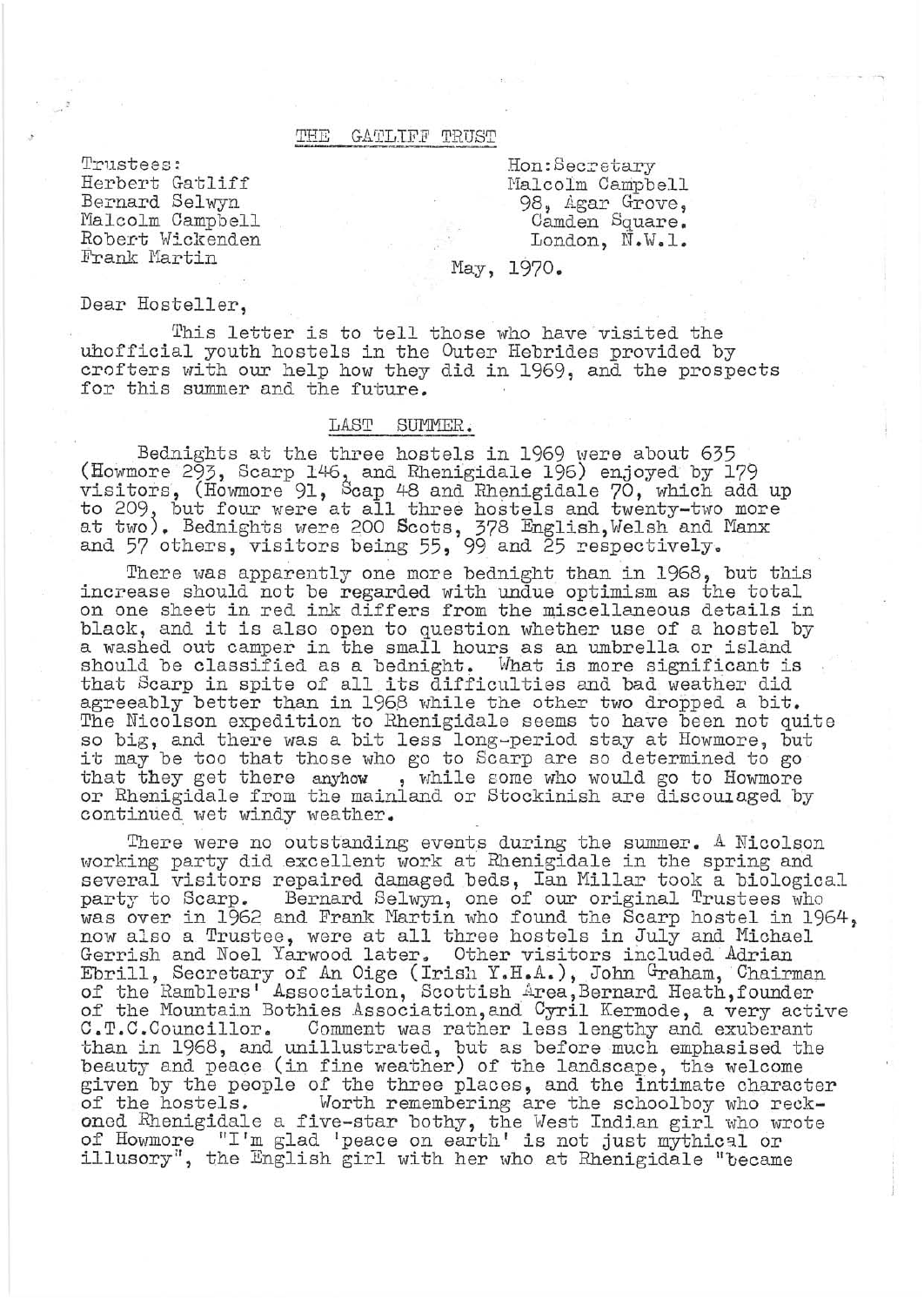# THE GATLIFF TRUST

Trustees:
Herbert Gatliff
Bernard Selwyn
Malcolm Campbell
Robert Wickenden
Frank Martin

Hon:Secretary
Malcolm Campbell
98, Agar Grove,
Camden Square.
London, N.W.1.

May, 1970.

Dear Hosteller,

This letter is to tell those who have visited the unofficial youth hostels in the Outer Hebrides provided by crofters with our help how they did in 1969, and the prospects for this summer and the future.

## LAST SUMMER.

Bednights at the three hostels in 1969 were about 635 (Howmore 293, Scarp 146, and Rhenigidale 196) enjoyed by 179 visitors, (Howmore 91, Scap 48 and Rhenigidale 70, which add up to 209, but four were at all three hostels and twenty-two more at two). Bednights were 200 Scots, 378 English, Welsh and Manx and 57 others, visitors being 55, 99 and 25 respectively.

There was apparently one more bednight than in 1968, but this increase should not be regarded with undue optimism as the total on one sheet in red ink differs from the miscellaneous details in black, and it is also open to question whether use of a hostel by a washed out camper in the small hours as an umbrella or island should be classified as a bednight. What is more significant is that Scarp in spite of all its difficulties and bad weather did agreeably better than in 1968 while the other two dropped a bit. The Nicolson expedition to Rhenigidale seems to have been not quite so big, and there was a bit less long-period stay at Howmore, but it may be too that those who go to Scarp are so determined to go that they get there anyhow , while some who would go to Howmore or Rhenigidale from the mainland or Stockinish are discouraged by continued wet windy weather.

There were no outstanding events during the summer. A Nicolson working party did excellent work at Rhenigidale in the spring and several visitors repaired damaged beds, Ian Millar took a biological party to Scarp. Bernard Selwyn, one of our original Trustees who was over in 1962 and Frank Martin who found the Scarp hostel in 1964, now also a Trustee, were at all three hostels in July and Michael Gerrish and Noel Yarwood later. Other visitors included Adrian Ebrill, Secretary of An Oige (Irish Y.H.A.), John Graham, Chairman of the Ramblers' Association, Scottish Area, Bernard Heath, founder of the Mountain Bothies Association, and Cyril Kermode, a very active C.T.C.Councillor. Comment was rather less lengthy and exuberant than in 1968, and unillustrated, but as before much emphasised the beauty and peace (in fine weather) of the landscape, the welcome given by the people of the three places, and the intimate character of the hostels. Worth remembering are the schoolboy who reckoned Rhenigidale a five-star bothy, the West Indian girl who wrote of Howmore "I'm glad 'peace on earth' is not just mythical or illusory", the English girl with her who at Rhenigidale "became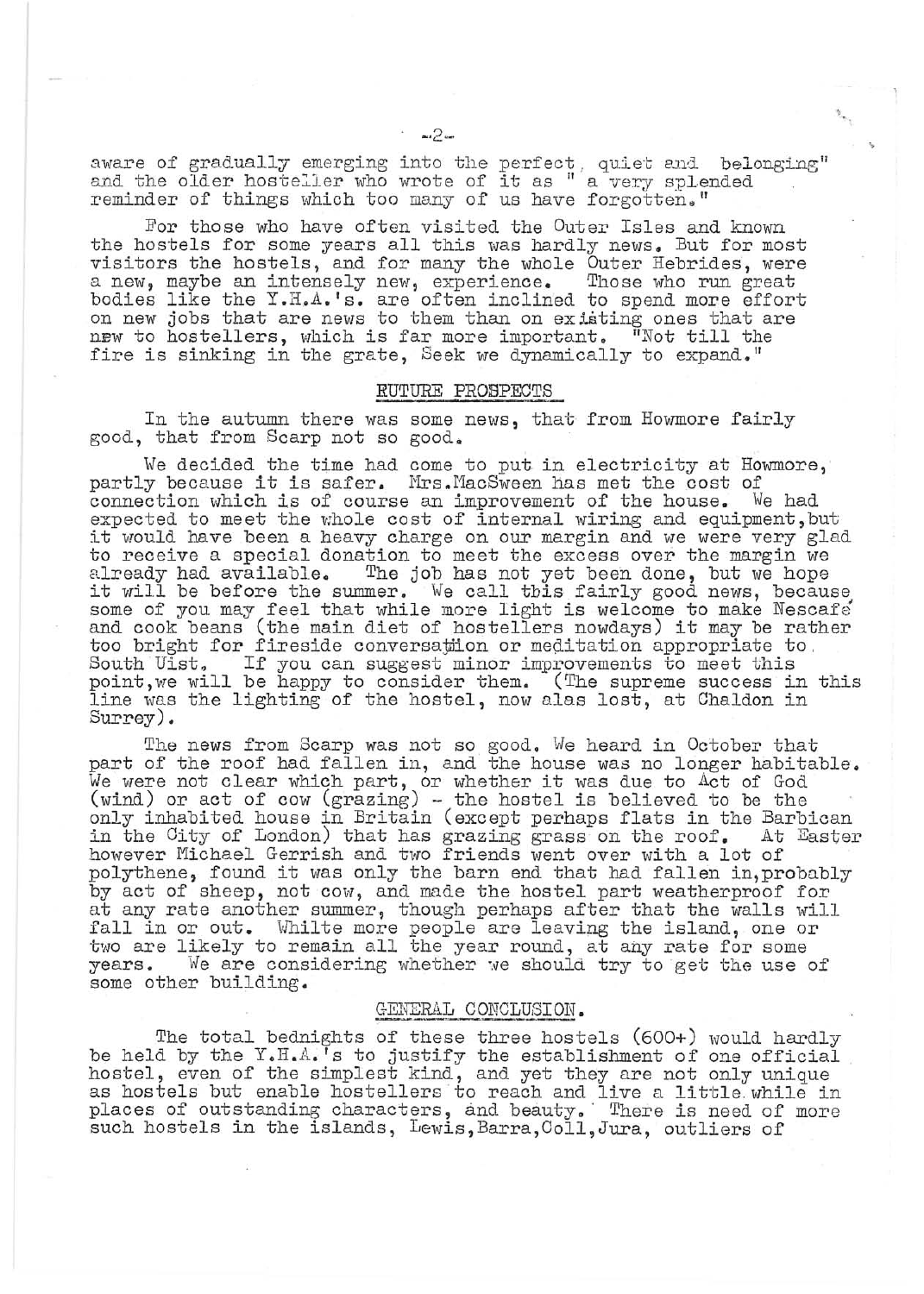aware of gradually emerging into the perfect, quiet and belonging" and the older hosteller who wrote of it as " a very splended reminder of things which too many of us have forgotten."

For those who have often visited the Outer Isles and known the hostels for some years all this was hardly news. But for most visitors the hostels, and for many the whole Outer Hebrides, were a new, maybe an intensely new, experience. Those who run great bodies like the Y.H.A.'s. are often inclined to spend more effort on new jobs that are news to them than on existing ones that are new to hostellers, which is far more important. "Not till the fire is sinking in the grate, Seek we dynamically to expand."

## FUTURE PROSPECTS

In the autumn there was some news, that from Howmore fairly good, that from Scarp not so good.

We decided the time had come to put in electricity at Howmore, partly because it is safer. Mrs.MacSween has met the cost of connection which is of course an improvement of the house. We had expected to meet the whole cost of internal wiring and equipment,but it would have been a heavy charge on our margin and we were very glad to receive a special donation to meet the excess over the margin we already had available. The job has not yet been done, but we hope it will be before the summer. We call this fairly good news, because some of you may feel that while more light is welcome to make Nescafé and cook beans (the main diet of hostellers nowdays) it may be rather too bright for fireside conversation or meditation appropriate to South Uist. If you can suggest minor improvements to meet this point,we will be happy to consider them. (The supreme success in this line was the lighting of the hostel, now alas lost, at Chaldon in Surrey).

The news from Scarp was not so good. We heard in October that part of the roof had fallen in, and the house was no longer habitable. We were not clear which part, or whether it was due to Act of God (wind) or act of cow (grazing) - the hostel is believed to be the only inhabited house in Britain (except perhaps flats in the Barbican in the City of London) that has grazing grass on the roof. At Easter however Michael Gerrish and two friends went over with a lot of polythene, found it was only the barn end that had fallen in,probably by act of sheep, not cow, and made the hostel part weatherproof for at any rate another summer, though perhaps after that the walls will fall in or out. Whilte more people are leaving the island, one or two are likely to remain all the year round, at any rate for some years. We are considering whether we should try to get the use of some other building.

## GENERAL CONCLUSION.

The total bednights of these three hostels (600+) would hardly be held by the Y.H.A.'s to justify the establishment of one official hostel, even of the simplest kind, and yet they are not only unique as hostels but enable hostellers to reach and live a little while in places of outstanding characters, and beauty. There is need of more such hostels in the islands, Lewis,Barra,Coll,Jura, outliers of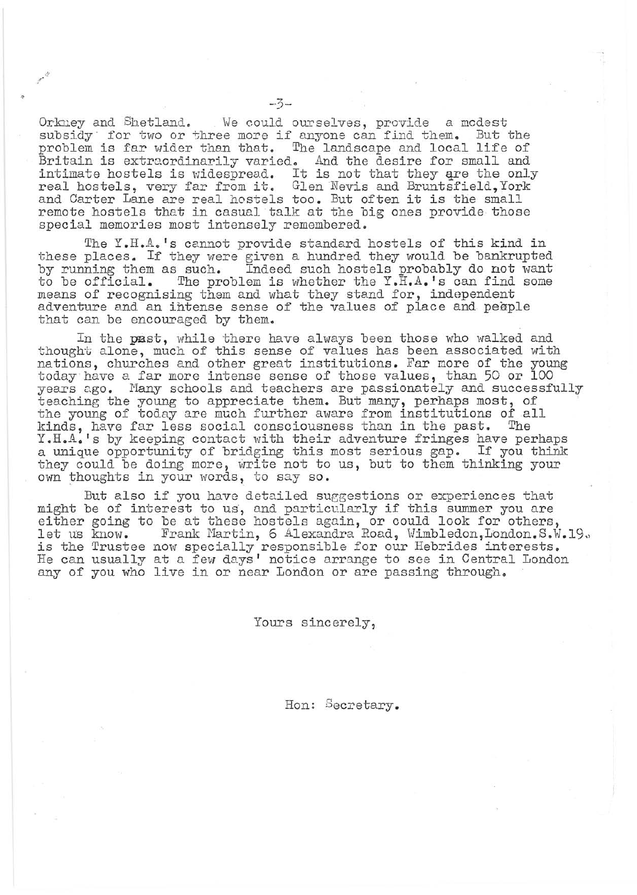Orkney and Shetland. We could ourselves, provide a modest subsidy for two or three more if anyone can find them. But the problem is far wider than that. The landscape and local life of Britain is extraordinarily varied. And the desire for small and intimate hostels is widespread. It is not that they are the only real hostels, very far from it. Glen Nevis and Bruntsfield, York and Carter Lane are real hostels too. But often it is the small remote hostels that in casual talk at the big ones provide those special memories most intensely remembered.

The Y.H.A.'s cannot provide standard hostels of this kind in these places. If they were given a hundred they would be bankrupted by running them as such. Indeed such hostels probably do not want to be official. The problem is whether the Y.H.A.'s can find some means of recognising them and what they stand for, independent adventure and an intense sense of the values of place and people that can be encouraged by them.

In the past, while there have always been those who walked and thought alone, much of this sense of values has been associated with nations, churches and other great institutions. Far more of the young today have a far more intense sense of those values, than 50 or 100 years ago. Many schools and teachers are passionately and successfully teaching the young to appreciate them. But many, perhaps most, of the young of today are much further aware from institutions of all kinds, have far less social consciousness than in the past. The Y.H.A.'s by keeping contact with their adventure fringes have perhaps a unique opportunity of bridging this most serious gap. If you think they could be doing more, write not to us, but to them thinking your own thoughts in your words, to say so.

But also if you have detailed suggestions or experiences that might be of interest to us, and particularly if this summer you are either going to be at these hostels again, or could look for others, let us know. Frank Martin, 6 Alexandra Road, Wimbledon, London. S.W.19. is the Trustee now specially responsible for our Hebrides interests. He can usually at a few days' notice arrange to see in Central London any of you who live in or near London or are passing through.

Yours sincerely,

Hon: Secretary.